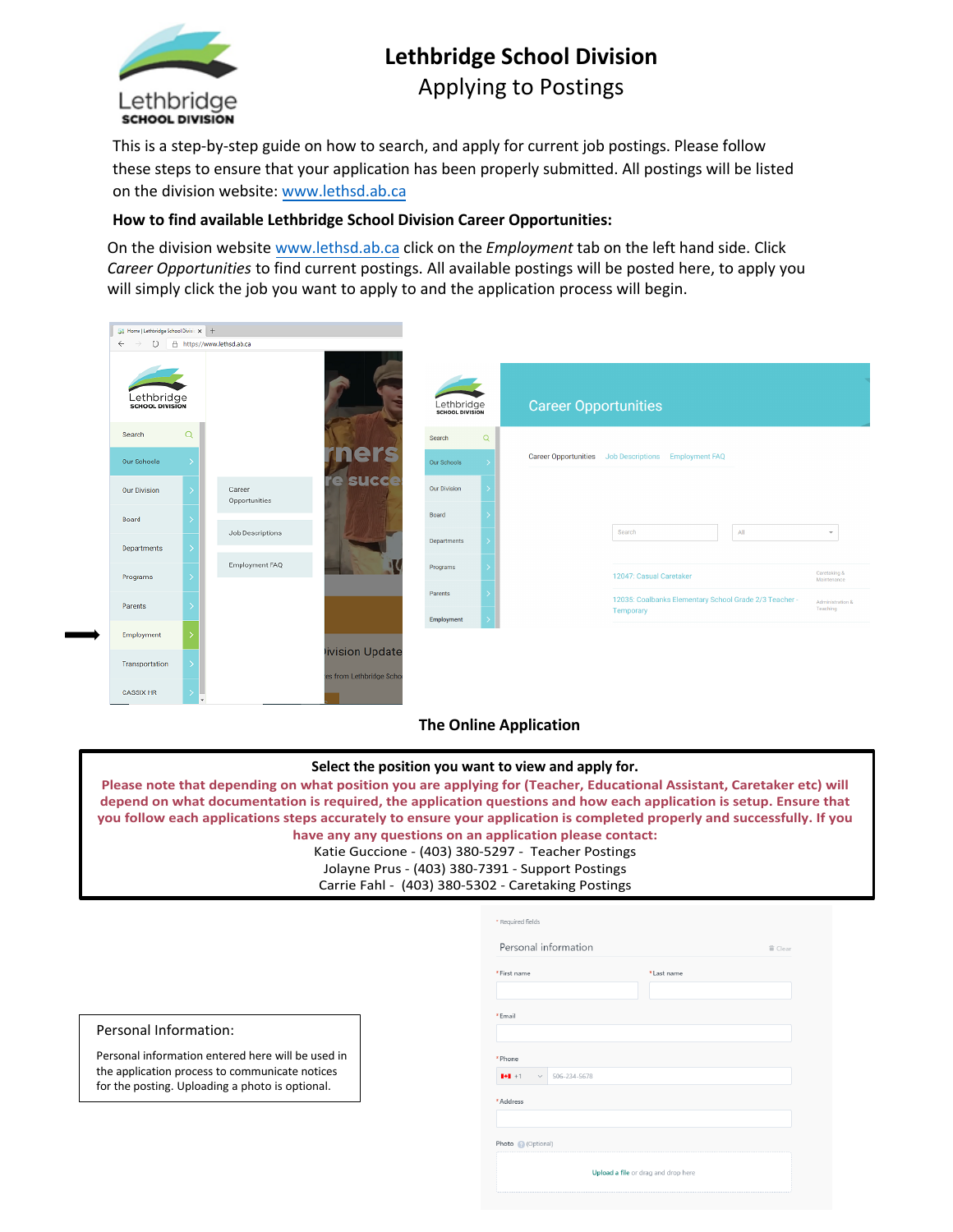# Lethbridge School Division

## Applying to Postings

This is a step-by-step guide on how to search, and apply for current job postings. Please follow these steps to ensure that your application has been properly submitted. All postings will be listed on the division website: www.lethsd.ab.ca

**How to find available Lethbridge School Division Career Opportunities:**

On the division website www.lethsd.ab.ca click on the *Employment* tab on the left hand side. Click *Career Opportunities* to find current postings. All available postings will be posted here, to apply you will simply click the job you want to apply to and the application process will begin.

**The Online Application**

**Select the position you want to view and apply for.**

**Please note that depending on what position you are applying for (Teacher, Educational Assistant, Caretaker etc) will depend on what documentation is required, the application questions and how each application is setup. Ensure that you follow each applications steps accurately to ensure your application is completed properly and successfully. If you have any any questions on an application please contact:**

Katie Guccione - (403) 380-5297 - Teacher Postings
Jolayne Prus - (403) 380-7391 - Support Postings
Carrie Fahl - (403) 380-5302 - Caretaking Postings

**Personal Information:**

Personal information entered here will be used in the application process to communicate notices for the posting. Uploading a photo is optional.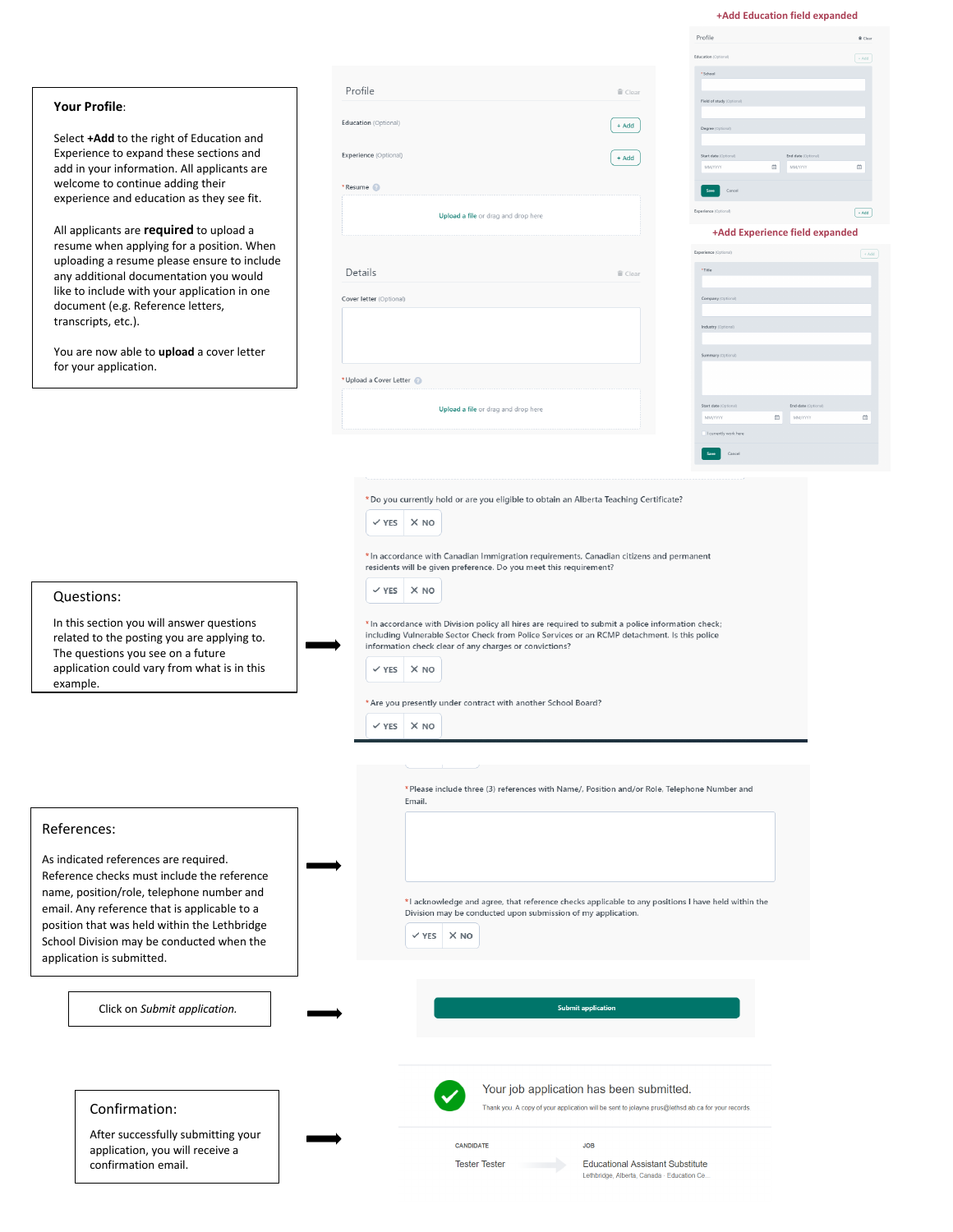**Your Profile**:

Select **+Add** to the right of Education and Experience to expand these sections and add in your information. All applicants are welcome to continue adding their experience and education as they see fit.

All applicants are **required** to upload a resume when applying for a position. When uploading a resume please ensure to include any additional documentation you would like to include with your application in one document (e.g. Reference letters, transcripts, etc.).

You are now able to **upload** a cover letter for your application.

Profile

Education (Optional) + Add

Experience (Optional) + Add

* Resume

Upload a file or drag and drop here

Details

Cover letter (Optional)

* Upload a Cover Letter

Upload a file or drag and drop here

+Add Education field expanded

Profile

Education (Optional)

* School

Field of study (Optional)

Degree (Optional)

Start date (Optional) End date (Optional)

MM/YYYY MM/YYYY

Save Cancel

Experience (Optional)

+Add Experience field expanded

Experience (Optional)

* Title

Company (Optional)

Industry (Optional)

Summary (Optional)

Start date (Optional) End date (Optional)

MM/YYYY MM/YYYY

I currently work here

Save Cancel

**Questions:**

In this section you will answer questions related to the posting you are applying to. The questions you see on a future application could vary from what is in this example.

* Do you currently hold or are you eligible to obtain an Alberta Teaching Certificate?

✓ YES ✕ NO

* In accordance with Canadian Immigration requirements, Canadian citizens and permanent residents will be given preference. Do you meet this requirement?

✓ YES ✕ NO

* In accordance with Division policy all hires are required to submit a police information check; including Vulnerable Sector Check from Police Services or an RCMP detachment. Is this police information check clear of any charges or convictions?

✓ YES ✕ NO

* Are you presently under contract with another School Board?

✓ YES ✕ NO

**References:**

As indicated references are required. Reference checks must include the reference name, position/role, telephone number and email. Any reference that is applicable to a position that was held within the Lethbridge School Division may be conducted when the application is submitted.

* Please include three (3) references with Name/, Position and/or Role, Telephone Number and Email.

* I acknowledge and agree, that reference checks applicable to any positions I have held within the Division may be conducted upon submission of my application.

✓ YES ✕ NO

Click on *Submit application.*

Submit application

**Confirmation:**

After successfully submitting your application, you will receive a confirmation email.

Your job application has been submitted.

Thank you. A copy of your application will be sent to jolayne.prus@lethsd.ab.ca for your records.

CANDIDATE

Tester Tester

JOB

Educational Assistant Substitute

Lethbridge, Alberta, Canada · Education Ce...